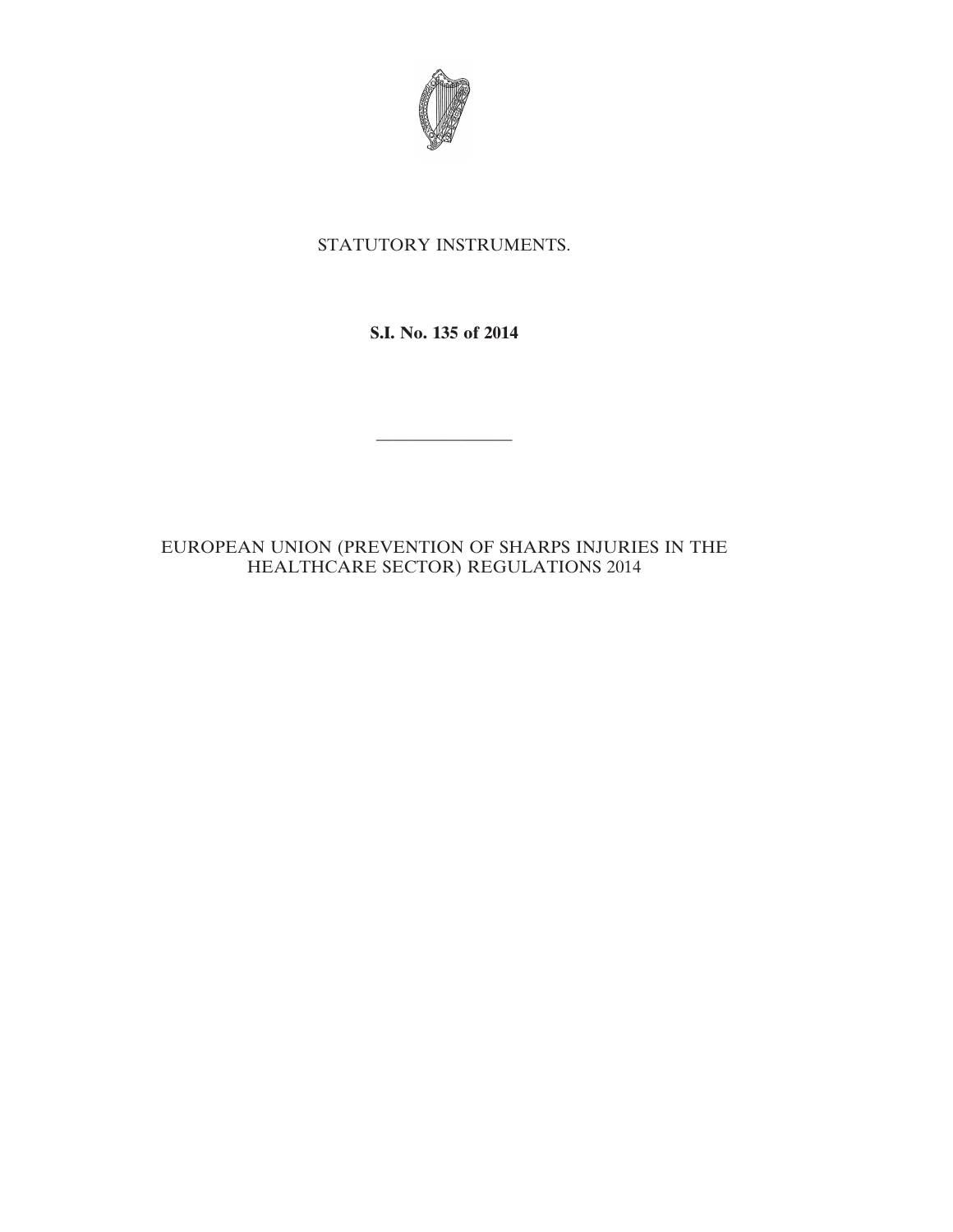STATUTORY INSTRUMENTS.

**S.I. No. 135 of 2014**

---

EUROPEAN UNION (PREVENTION OF SHARPS INJURIES IN THE HEALTHCARE SECTOR) REGULATIONS 2014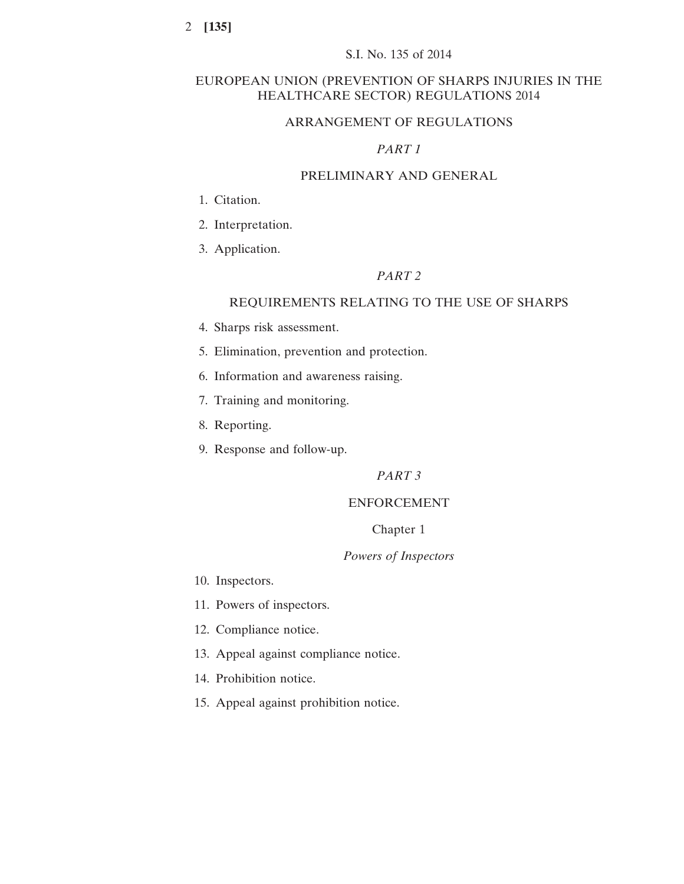S.I. No. 135 of 2014

# EUROPEAN UNION (PREVENTION OF SHARPS INJURIES IN THE HEALTHCARE SECTOR) REGULATIONS 2014

## ARRANGEMENT OF REGULATIONS

### *PART 1*

### PRELIMINARY AND GENERAL

1. Citation.
2. Interpretation.
3. Application.

### *PART 2*

### REQUIREMENTS RELATING TO THE USE OF SHARPS

4. Sharps risk assessment.
5. Elimination, prevention and protection.
6. Information and awareness raising.
7. Training and monitoring.
8. Reporting.
9. Response and follow-up.

### *PART 3*

### ENFORCEMENT

#### Chapter 1

#### *Powers of Inspectors*

10. Inspectors.
11. Powers of inspectors.
12. Compliance notice.
13. Appeal against compliance notice.
14. Prohibition notice.
15. Appeal against prohibition notice.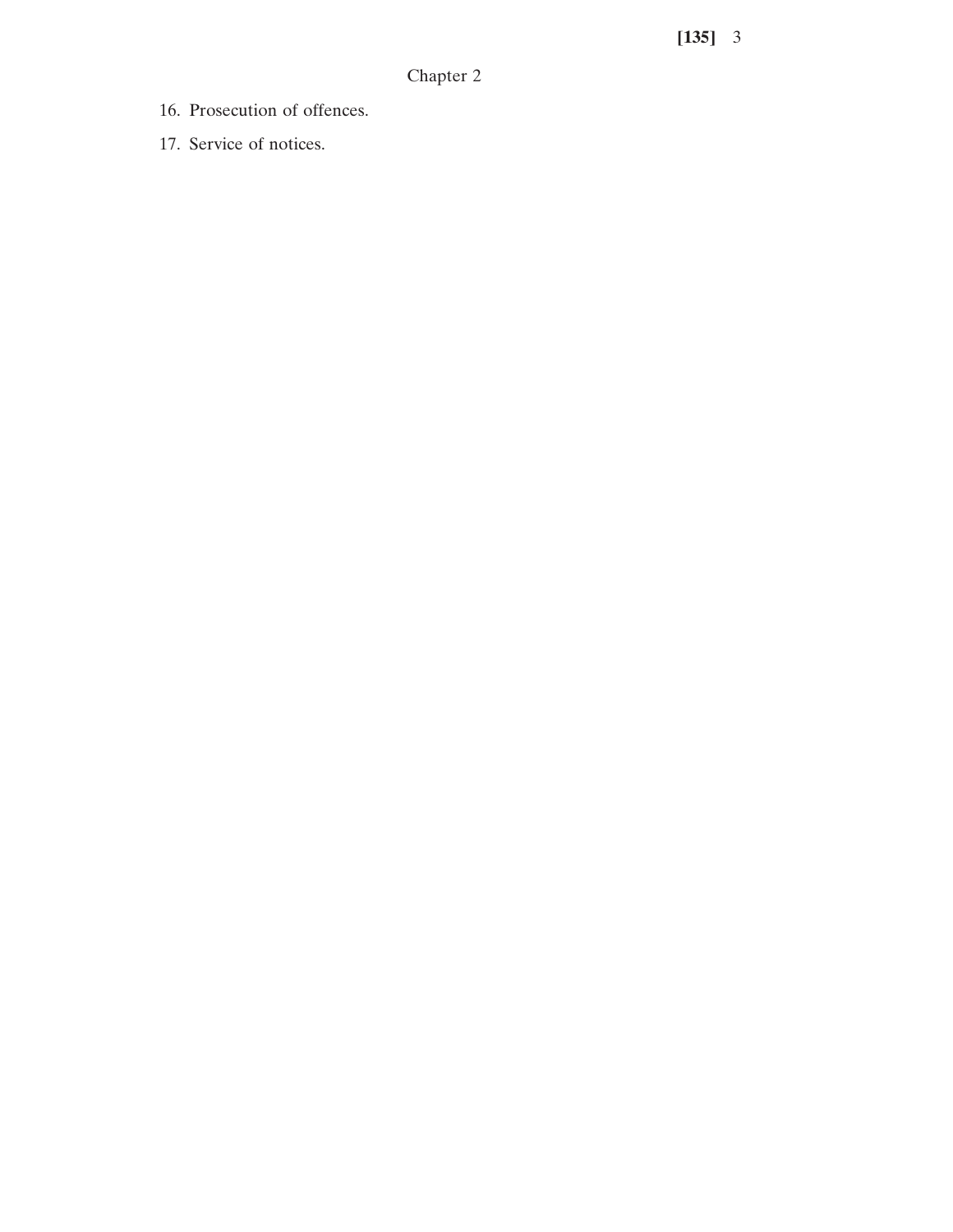Chapter 2

16. Prosecution of offences.

17. Service of notices.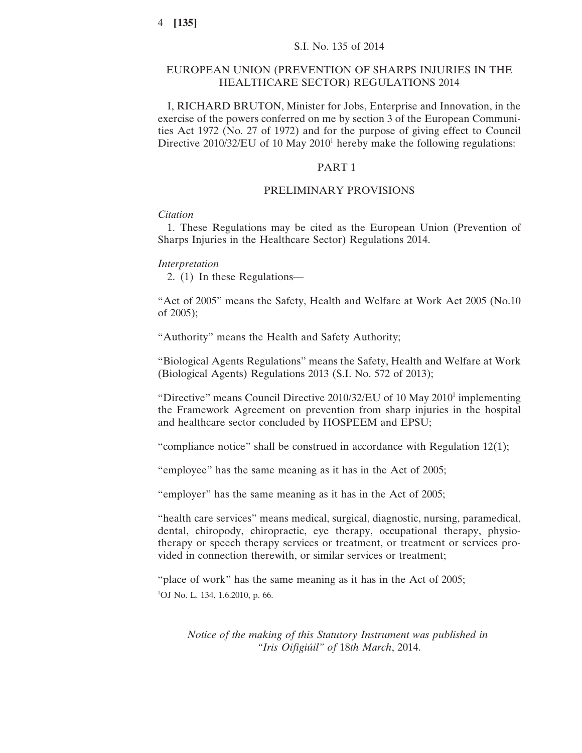S.I. No. 135 of 2014

# EUROPEAN UNION (PREVENTION OF SHARPS INJURIES IN THE HEALTHCARE SECTOR) REGULATIONS 2014

I, RICHARD BRUTON, Minister for Jobs, Enterprise and Innovation, in the exercise of the powers conferred on me by section 3 of the European Communities Act 1972 (No. 27 of 1972) and for the purpose of giving effect to Council Directive 2010/32/EU of 10 May 2010[1] hereby make the following regulations:

## PART 1

## PRELIMINARY PROVISIONS

*Citation*

1. These Regulations may be cited as the European Union (Prevention of Sharps Injuries in the Healthcare Sector) Regulations 2014.

*Interpretation*

2. (1) In these Regulations—

"Act of 2005" means the Safety, Health and Welfare at Work Act 2005 (No.10 of 2005);

"Authority" means the Health and Safety Authority;

"Biological Agents Regulations" means the Safety, Health and Welfare at Work (Biological Agents) Regulations 2013 (S.I. No. 572 of 2013);

"Directive" means Council Directive 2010/32/EU of 10 May 2010[1] implementing the Framework Agreement on prevention from sharp injuries in the hospital and healthcare sector concluded by HOSPEEM and EPSU;

"compliance notice" shall be construed in accordance with Regulation 12(1);

"employee" has the same meaning as it has in the Act of 2005;

"employer" has the same meaning as it has in the Act of 2005;

"health care services" means medical, surgical, diagnostic, nursing, paramedical, dental, chiropody, chiropractic, eye therapy, occupational therapy, physiotherapy or speech therapy services or treatment, or treatment or services provided in connection therewith, or similar services or treatment;

"place of work" has the same meaning as it has in the Act of 2005;

[1]OJ No. L. 134, 1.6.2010, p. 66.

*Notice of the making of this Statutory Instrument was published in "Iris Oifigiúil" of 18th March, 2014.*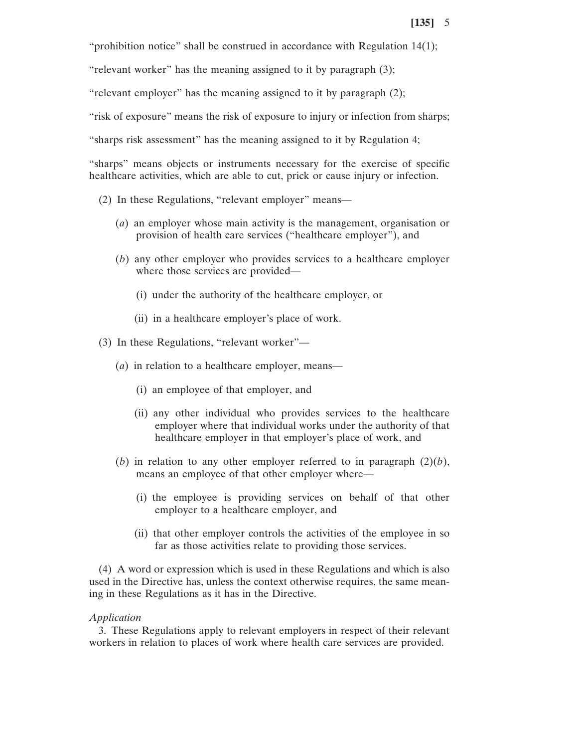"prohibition notice" shall be construed in accordance with Regulation 14(1);

"relevant worker" has the meaning assigned to it by paragraph (3);

"relevant employer" has the meaning assigned to it by paragraph (2);

"risk of exposure" means the risk of exposure to injury or infection from sharps;

"sharps risk assessment" has the meaning assigned to it by Regulation 4;

"sharps" means objects or instruments necessary for the exercise of specific healthcare activities, which are able to cut, prick or cause injury or infection.

(2) In these Regulations, "relevant employer" means—

(*a*) an employer whose main activity is the management, organisation or provision of health care services ("healthcare employer"), and

(*b*) any other employer who provides services to a healthcare employer where those services are provided—

(i) under the authority of the healthcare employer, or

(ii) in a healthcare employer's place of work.

(3) In these Regulations, "relevant worker"—

(*a*) in relation to a healthcare employer, means—

(i) an employee of that employer, and

(ii) any other individual who provides services to the healthcare employer where that individual works under the authority of that healthcare employer in that employer's place of work, and

(*b*) in relation to any other employer referred to in paragraph (2)(*b*), means an employee of that other employer where—

(i) the employee is providing services on behalf of that other employer to a healthcare employer, and

(ii) that other employer controls the activities of the employee in so far as those activities relate to providing those services.

(4) A word or expression which is used in these Regulations and which is also used in the Directive has, unless the context otherwise requires, the same meaning in these Regulations as it has in the Directive.

*Application*

3. These Regulations apply to relevant employers in respect of their relevant workers in relation to places of work where health care services are provided.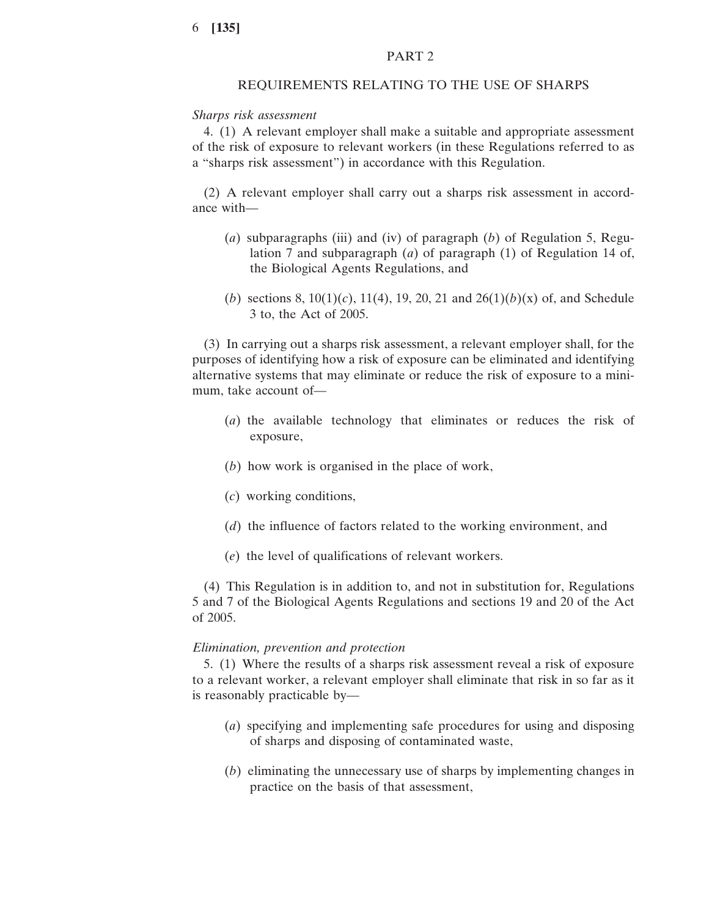## PART 2

## REQUIREMENTS RELATING TO THE USE OF SHARPS

*Sharps risk assessment*

4. (1) A relevant employer shall make a suitable and appropriate assessment of the risk of exposure to relevant workers (in these Regulations referred to as a "sharps risk assessment") in accordance with this Regulation.

(2) A relevant employer shall carry out a sharps risk assessment in accordance with—

(*a*) subparagraphs (iii) and (iv) of paragraph (*b*) of Regulation 5, Regulation 7 and subparagraph (*a*) of paragraph (1) of Regulation 14 of, the Biological Agents Regulations, and

(*b*) sections 8, 10(1)(*c*), 11(4), 19, 20, 21 and 26(1)(*b*)(x) of, and Schedule 3 to, the Act of 2005.

(3) In carrying out a sharps risk assessment, a relevant employer shall, for the purposes of identifying how a risk of exposure can be eliminated and identifying alternative systems that may eliminate or reduce the risk of exposure to a minimum, take account of—

(*a*) the available technology that eliminates or reduces the risk of exposure,

(*b*) how work is organised in the place of work,

(*c*) working conditions,

(*d*) the influence of factors related to the working environment, and

(*e*) the level of qualifications of relevant workers.

(4) This Regulation is in addition to, and not in substitution for, Regulations 5 and 7 of the Biological Agents Regulations and sections 19 and 20 of the Act of 2005.

*Elimination, prevention and protection*

5. (1) Where the results of a sharps risk assessment reveal a risk of exposure to a relevant worker, a relevant employer shall eliminate that risk in so far as it is reasonably practicable by—

(*a*) specifying and implementing safe procedures for using and disposing of sharps and disposing of contaminated waste,

(*b*) eliminating the unnecessary use of sharps by implementing changes in practice on the basis of that assessment,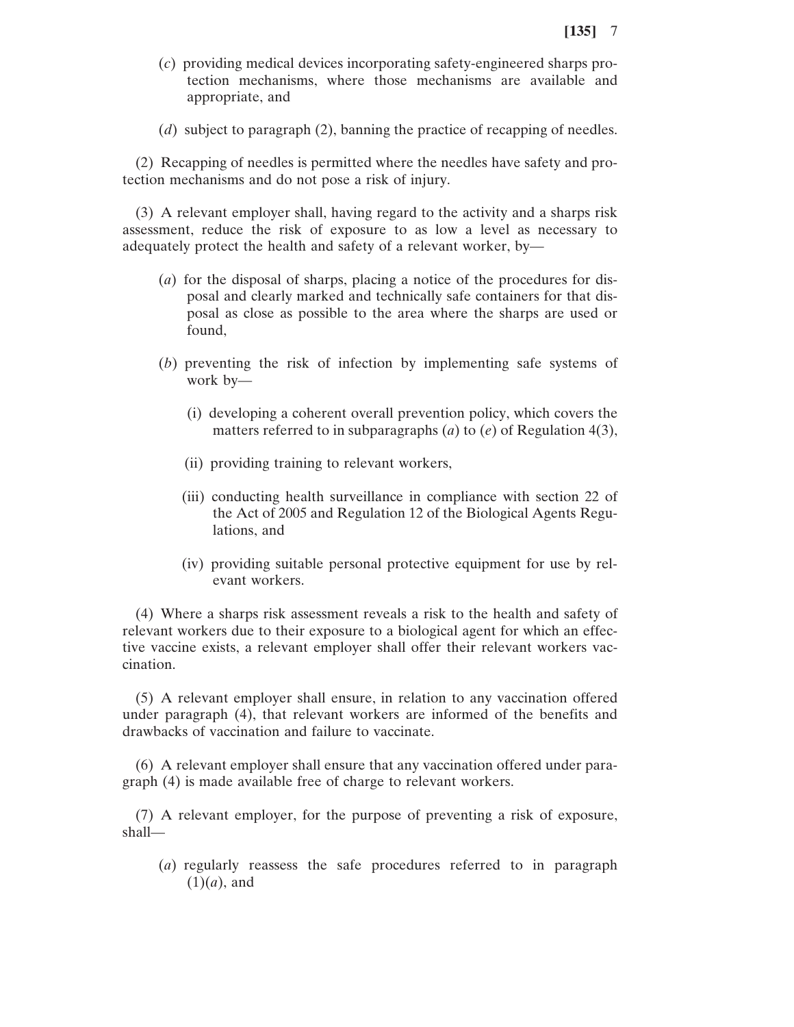(*c*) providing medical devices incorporating safety-engineered sharps protection mechanisms, where those mechanisms are available and appropriate, and

(*d*) subject to paragraph (2), banning the practice of recapping of needles.

(2) Recapping of needles is permitted where the needles have safety and protection mechanisms and do not pose a risk of injury.

(3) A relevant employer shall, having regard to the activity and a sharps risk assessment, reduce the risk of exposure to as low a level as necessary to adequately protect the health and safety of a relevant worker, by—

(*a*) for the disposal of sharps, placing a notice of the procedures for disposal and clearly marked and technically safe containers for that disposal as close as possible to the area where the sharps are used or found,

(*b*) preventing the risk of infection by implementing safe systems of work by—

(i) developing a coherent overall prevention policy, which covers the matters referred to in subparagraphs (*a*) to (*e*) of Regulation 4(3),

(ii) providing training to relevant workers,

(iii) conducting health surveillance in compliance with section 22 of the Act of 2005 and Regulation 12 of the Biological Agents Regulations, and

(iv) providing suitable personal protective equipment for use by relevant workers.

(4) Where a sharps risk assessment reveals a risk to the health and safety of relevant workers due to their exposure to a biological agent for which an effective vaccine exists, a relevant employer shall offer their relevant workers vaccination.

(5) A relevant employer shall ensure, in relation to any vaccination offered under paragraph (4), that relevant workers are informed of the benefits and drawbacks of vaccination and failure to vaccinate.

(6) A relevant employer shall ensure that any vaccination offered under paragraph (4) is made available free of charge to relevant workers.

(7) A relevant employer, for the purpose of preventing a risk of exposure, shall—

(*a*) regularly reassess the safe procedures referred to in paragraph (1)(*a*), and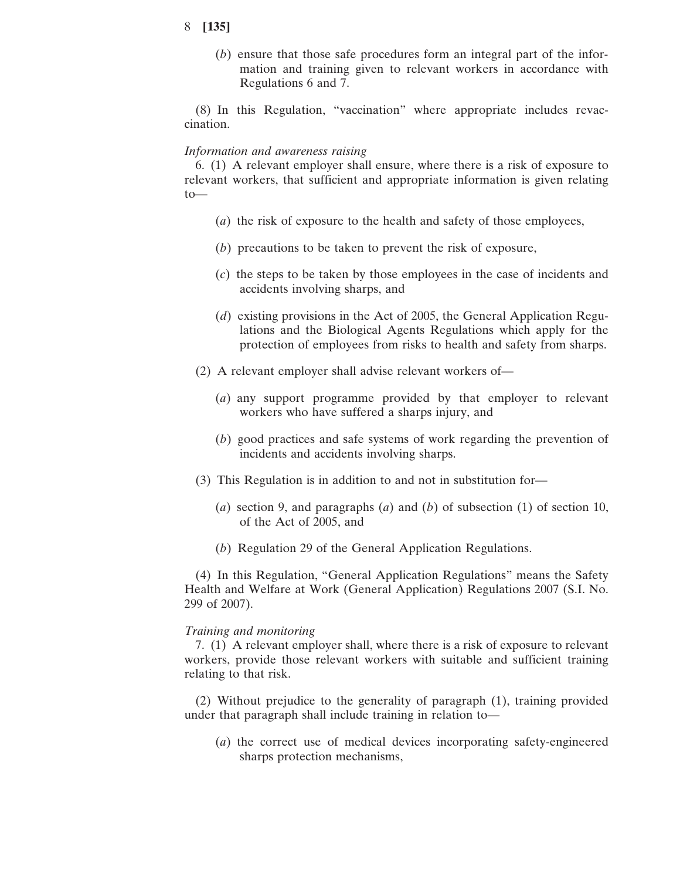(*b*) ensure that those safe procedures form an integral part of the information and training given to relevant workers in accordance with Regulations 6 and 7.

(8) In this Regulation, "vaccination" where appropriate includes revaccination.

*Information and awareness raising*

6. (1) A relevant employer shall ensure, where there is a risk of exposure to relevant workers, that sufficient and appropriate information is given relating to—

(*a*) the risk of exposure to the health and safety of those employees,

(*b*) precautions to be taken to prevent the risk of exposure,

(*c*) the steps to be taken by those employees in the case of incidents and accidents involving sharps, and

(*d*) existing provisions in the Act of 2005, the General Application Regulations and the Biological Agents Regulations which apply for the protection of employees from risks to health and safety from sharps.

(2) A relevant employer shall advise relevant workers of—

(*a*) any support programme provided by that employer to relevant workers who have suffered a sharps injury, and

(*b*) good practices and safe systems of work regarding the prevention of incidents and accidents involving sharps.

(3) This Regulation is in addition to and not in substitution for—

(*a*) section 9, and paragraphs (*a*) and (*b*) of subsection (1) of section 10, of the Act of 2005, and

(*b*) Regulation 29 of the General Application Regulations.

(4) In this Regulation, "General Application Regulations" means the Safety Health and Welfare at Work (General Application) Regulations 2007 (S.I. No. 299 of 2007).

*Training and monitoring*

7. (1) A relevant employer shall, where there is a risk of exposure to relevant workers, provide those relevant workers with suitable and sufficient training relating to that risk.

(2) Without prejudice to the generality of paragraph (1), training provided under that paragraph shall include training in relation to—

(*a*) the correct use of medical devices incorporating safety-engineered sharps protection mechanisms,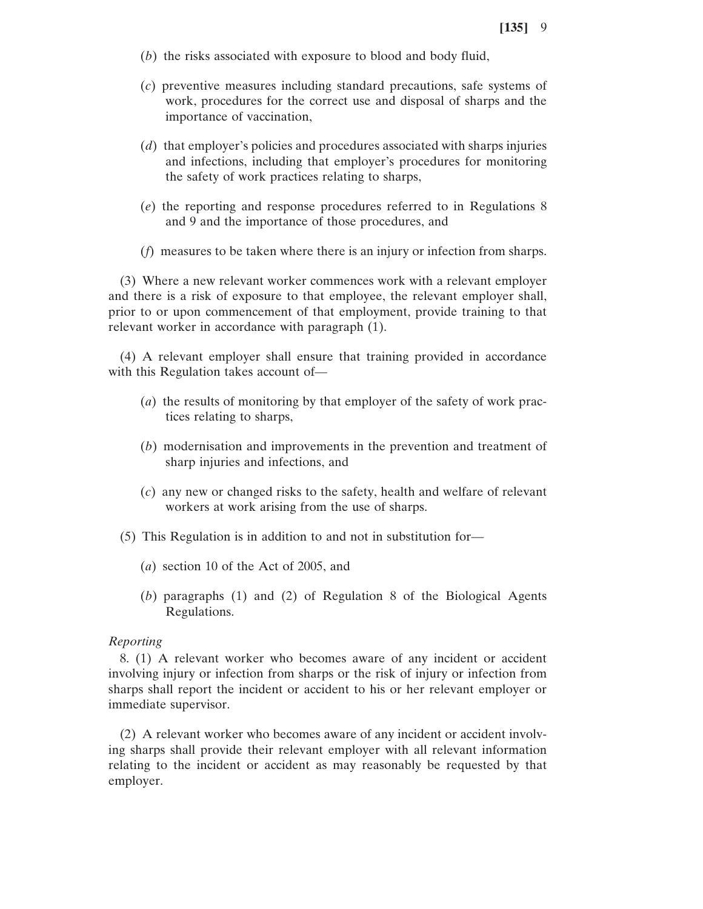(*b*) the risks associated with exposure to blood and body fluid,

(*c*) preventive measures including standard precautions, safe systems of work, procedures for the correct use and disposal of sharps and the importance of vaccination,

(*d*) that employer's policies and procedures associated with sharps injuries and infections, including that employer's procedures for monitoring the safety of work practices relating to sharps,

(*e*) the reporting and response procedures referred to in Regulations 8 and 9 and the importance of those procedures, and

(*f*) measures to be taken where there is an injury or infection from sharps.

(3) Where a new relevant worker commences work with a relevant employer and there is a risk of exposure to that employee, the relevant employer shall, prior to or upon commencement of that employment, provide training to that relevant worker in accordance with paragraph (1).

(4) A relevant employer shall ensure that training provided in accordance with this Regulation takes account of—

(*a*) the results of monitoring by that employer of the safety of work practices relating to sharps,

(*b*) modernisation and improvements in the prevention and treatment of sharp injuries and infections, and

(*c*) any new or changed risks to the safety, health and welfare of relevant workers at work arising from the use of sharps.

(5) This Regulation is in addition to and not in substitution for—

(*a*) section 10 of the Act of 2005, and

(*b*) paragraphs (1) and (2) of Regulation 8 of the Biological Agents Regulations.

*Reporting*

8. (1) A relevant worker who becomes aware of any incident or accident involving injury or infection from sharps or the risk of injury or infection from sharps shall report the incident or accident to his or her relevant employer or immediate supervisor.

(2) A relevant worker who becomes aware of any incident or accident involving sharps shall provide their relevant employer with all relevant information relating to the incident or accident as may reasonably be requested by that employer.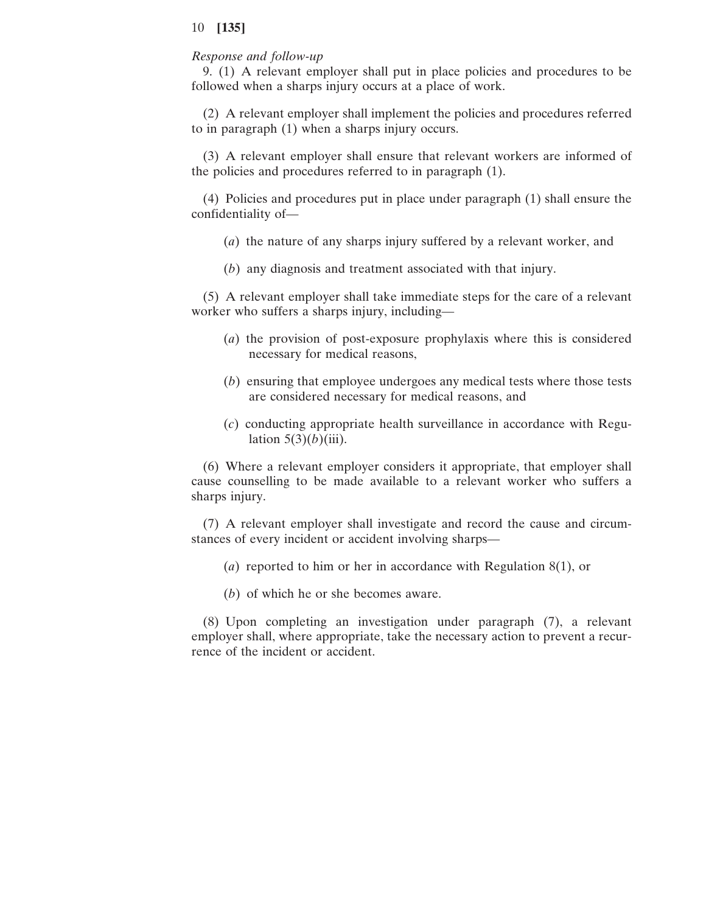*Response and follow-up*

9. (1) A relevant employer shall put in place policies and procedures to be followed when a sharps injury occurs at a place of work.

(2) A relevant employer shall implement the policies and procedures referred to in paragraph (1) when a sharps injury occurs.

(3) A relevant employer shall ensure that relevant workers are informed of the policies and procedures referred to in paragraph (1).

(4) Policies and procedures put in place under paragraph (1) shall ensure the confidentiality of—

(*a*) the nature of any sharps injury suffered by a relevant worker, and

(*b*) any diagnosis and treatment associated with that injury.

(5) A relevant employer shall take immediate steps for the care of a relevant worker who suffers a sharps injury, including—

(*a*) the provision of post-exposure prophylaxis where this is considered necessary for medical reasons,

(*b*) ensuring that employee undergoes any medical tests where those tests are considered necessary for medical reasons, and

(*c*) conducting appropriate health surveillance in accordance with Regulation 5(3)(*b*)(iii).

(6) Where a relevant employer considers it appropriate, that employer shall cause counselling to be made available to a relevant worker who suffers a sharps injury.

(7) A relevant employer shall investigate and record the cause and circumstances of every incident or accident involving sharps—

(*a*) reported to him or her in accordance with Regulation 8(1), or

(*b*) of which he or she becomes aware.

(8) Upon completing an investigation under paragraph (7), a relevant employer shall, where appropriate, take the necessary action to prevent a recurrence of the incident or accident.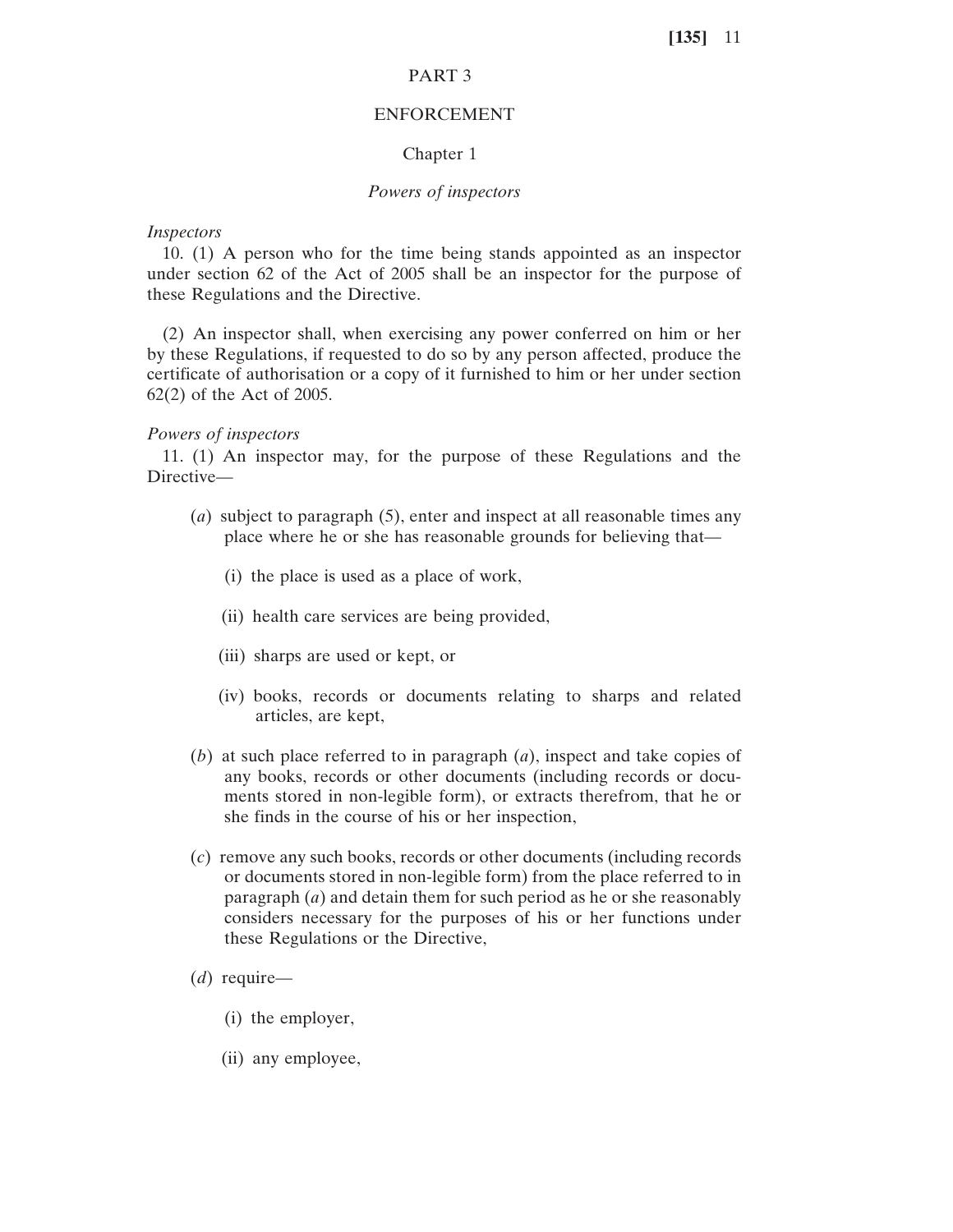## PART 3

## ENFORCEMENT

### Chapter 1

### *Powers of inspectors*

*Inspectors*

10. (1) A person who for the time being stands appointed as an inspector under section 62 of the Act of 2005 shall be an inspector for the purpose of these Regulations and the Directive.

(2) An inspector shall, when exercising any power conferred on him or her by these Regulations, if requested to do so by any person affected, produce the certificate of authorisation or a copy of it furnished to him or her under section 62(2) of the Act of 2005.

*Powers of inspectors*

11. (1) An inspector may, for the purpose of these Regulations and the Directive—

(*a*) subject to paragraph (5), enter and inspect at all reasonable times any place where he or she has reasonable grounds for believing that—

(i) the place is used as a place of work,

(ii) health care services are being provided,

(iii) sharps are used or kept, or

(iv) books, records or documents relating to sharps and related articles, are kept,

(*b*) at such place referred to in paragraph (*a*), inspect and take copies of any books, records or other documents (including records or documents stored in non-legible form), or extracts therefrom, that he or she finds in the course of his or her inspection,

(*c*) remove any such books, records or other documents (including records or documents stored in non-legible form) from the place referred to in paragraph (*a*) and detain them for such period as he or she reasonably considers necessary for the purposes of his or her functions under these Regulations or the Directive,

(*d*) require—

(i) the employer,

(ii) any employee,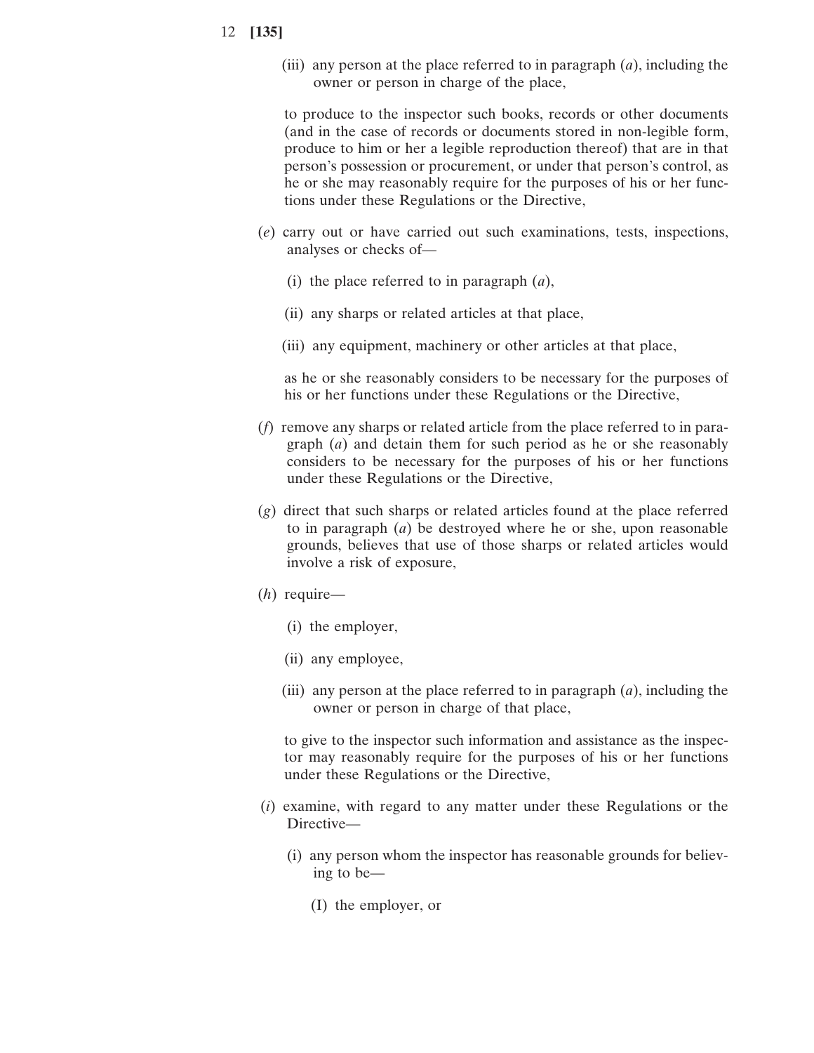(iii) any person at the place referred to in paragraph (*a*), including the owner or person in charge of the place,

to produce to the inspector such books, records or other documents (and in the case of records or documents stored in non-legible form, produce to him or her a legible reproduction thereof) that are in that person's possession or procurement, or under that person's control, as he or she may reasonably require for the purposes of his or her functions under these Regulations or the Directive,

(*e*) carry out or have carried out such examinations, tests, inspections, analyses or checks of—

(i) the place referred to in paragraph (*a*),

(ii) any sharps or related articles at that place,

(iii) any equipment, machinery or other articles at that place,

as he or she reasonably considers to be necessary for the purposes of his or her functions under these Regulations or the Directive,

(*f*) remove any sharps or related article from the place referred to in paragraph (*a*) and detain them for such period as he or she reasonably considers to be necessary for the purposes of his or her functions under these Regulations or the Directive,

(*g*) direct that such sharps or related articles found at the place referred to in paragraph (*a*) be destroyed where he or she, upon reasonable grounds, believes that use of those sharps or related articles would involve a risk of exposure,

(*h*) require—

(i) the employer,

(ii) any employee,

(iii) any person at the place referred to in paragraph (*a*), including the owner or person in charge of that place,

to give to the inspector such information and assistance as the inspector may reasonably require for the purposes of his or her functions under these Regulations or the Directive,

(*i*) examine, with regard to any matter under these Regulations or the Directive—

(i) any person whom the inspector has reasonable grounds for believing to be—

(I) the employer, or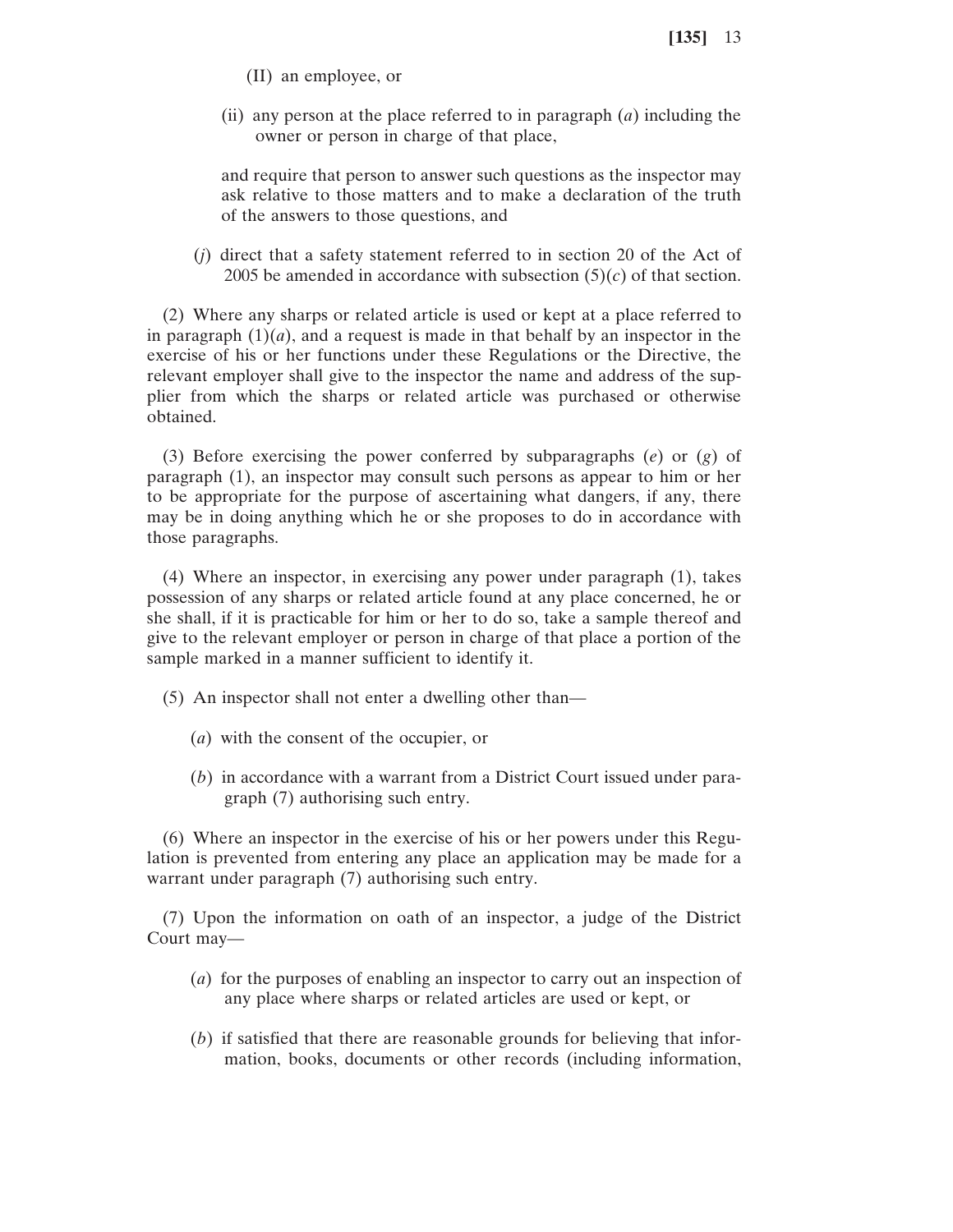(II) an employee, or

(ii) any person at the place referred to in paragraph (*a*) including the owner or person in charge of that place,

and require that person to answer such questions as the inspector may ask relative to those matters and to make a declaration of the truth of the answers to those questions, and

(*j*) direct that a safety statement referred to in section 20 of the Act of 2005 be amended in accordance with subsection (5)(*c*) of that section.

(2) Where any sharps or related article is used or kept at a place referred to in paragraph (1)(*a*), and a request is made in that behalf by an inspector in the exercise of his or her functions under these Regulations or the Directive, the relevant employer shall give to the inspector the name and address of the supplier from which the sharps or related article was purchased or otherwise obtained.

(3) Before exercising the power conferred by subparagraphs (*e*) or (*g*) of paragraph (1), an inspector may consult such persons as appear to him or her to be appropriate for the purpose of ascertaining what dangers, if any, there may be in doing anything which he or she proposes to do in accordance with those paragraphs.

(4) Where an inspector, in exercising any power under paragraph (1), takes possession of any sharps or related article found at any place concerned, he or she shall, if it is practicable for him or her to do so, take a sample thereof and give to the relevant employer or person in charge of that place a portion of the sample marked in a manner sufficient to identify it.

(5) An inspector shall not enter a dwelling other than—

(*a*) with the consent of the occupier, or

(*b*) in accordance with a warrant from a District Court issued under paragraph (7) authorising such entry.

(6) Where an inspector in the exercise of his or her powers under this Regulation is prevented from entering any place an application may be made for a warrant under paragraph (7) authorising such entry.

(7) Upon the information on oath of an inspector, a judge of the District Court may—

(*a*) for the purposes of enabling an inspector to carry out an inspection of any place where sharps or related articles are used or kept, or

(*b*) if satisfied that there are reasonable grounds for believing that information, books, documents or other records (including information,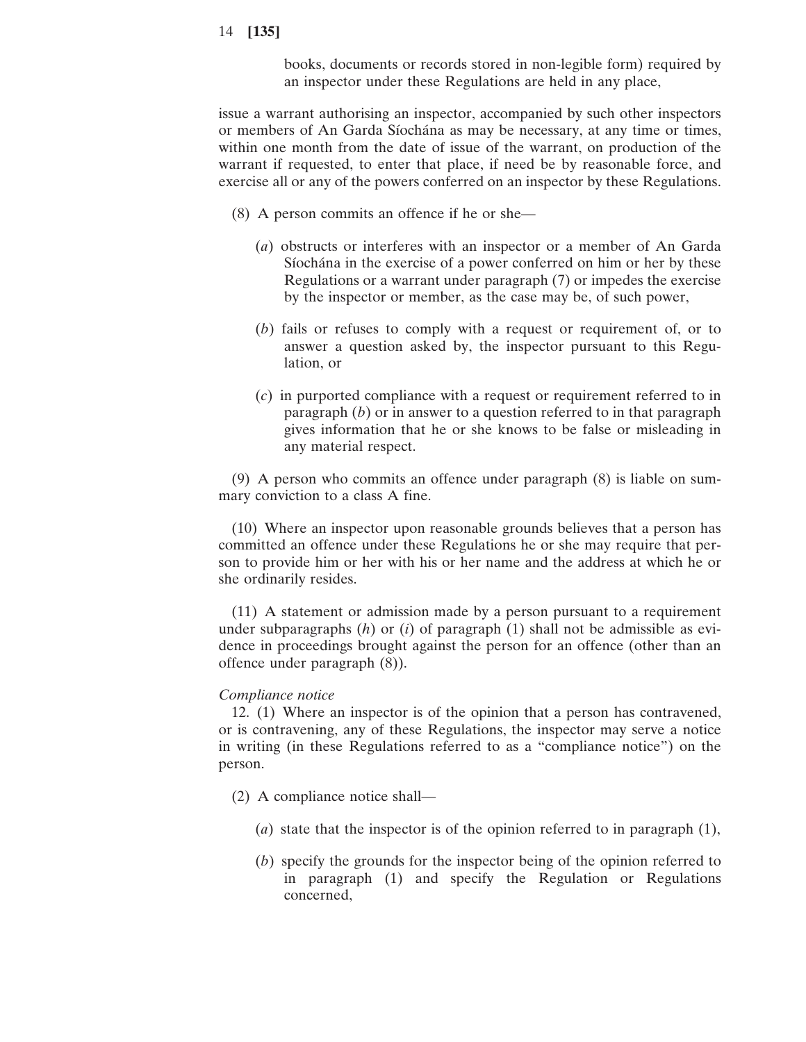books, documents or records stored in non-legible form) required by an inspector under these Regulations are held in any place,

issue a warrant authorising an inspector, accompanied by such other inspectors or members of An Garda Síochána as may be necessary, at any time or times, within one month from the date of issue of the warrant, on production of the warrant if requested, to enter that place, if need be by reasonable force, and exercise all or any of the powers conferred on an inspector by these Regulations.

(8) A person commits an offence if he or she—

(*a*) obstructs or interferes with an inspector or a member of An Garda Síochána in the exercise of a power conferred on him or her by these Regulations or a warrant under paragraph (7) or impedes the exercise by the inspector or member, as the case may be, of such power,

(*b*) fails or refuses to comply with a request or requirement of, or to answer a question asked by, the inspector pursuant to this Regulation, or

(*c*) in purported compliance with a request or requirement referred to in paragraph (*b*) or in answer to a question referred to in that paragraph gives information that he or she knows to be false or misleading in any material respect.

(9) A person who commits an offence under paragraph (8) is liable on summary conviction to a class A fine.

(10) Where an inspector upon reasonable grounds believes that a person has committed an offence under these Regulations he or she may require that person to provide him or her with his or her name and the address at which he or she ordinarily resides.

(11) A statement or admission made by a person pursuant to a requirement under subparagraphs (*h*) or (*i*) of paragraph (1) shall not be admissible as evidence in proceedings brought against the person for an offence (other than an offence under paragraph (8)).

*Compliance notice*

12. (1) Where an inspector is of the opinion that a person has contravened, or is contravening, any of these Regulations, the inspector may serve a notice in writing (in these Regulations referred to as a "compliance notice") on the person.

(2) A compliance notice shall—

(*a*) state that the inspector is of the opinion referred to in paragraph (1),

(*b*) specify the grounds for the inspector being of the opinion referred to in paragraph (1) and specify the Regulation or Regulations concerned,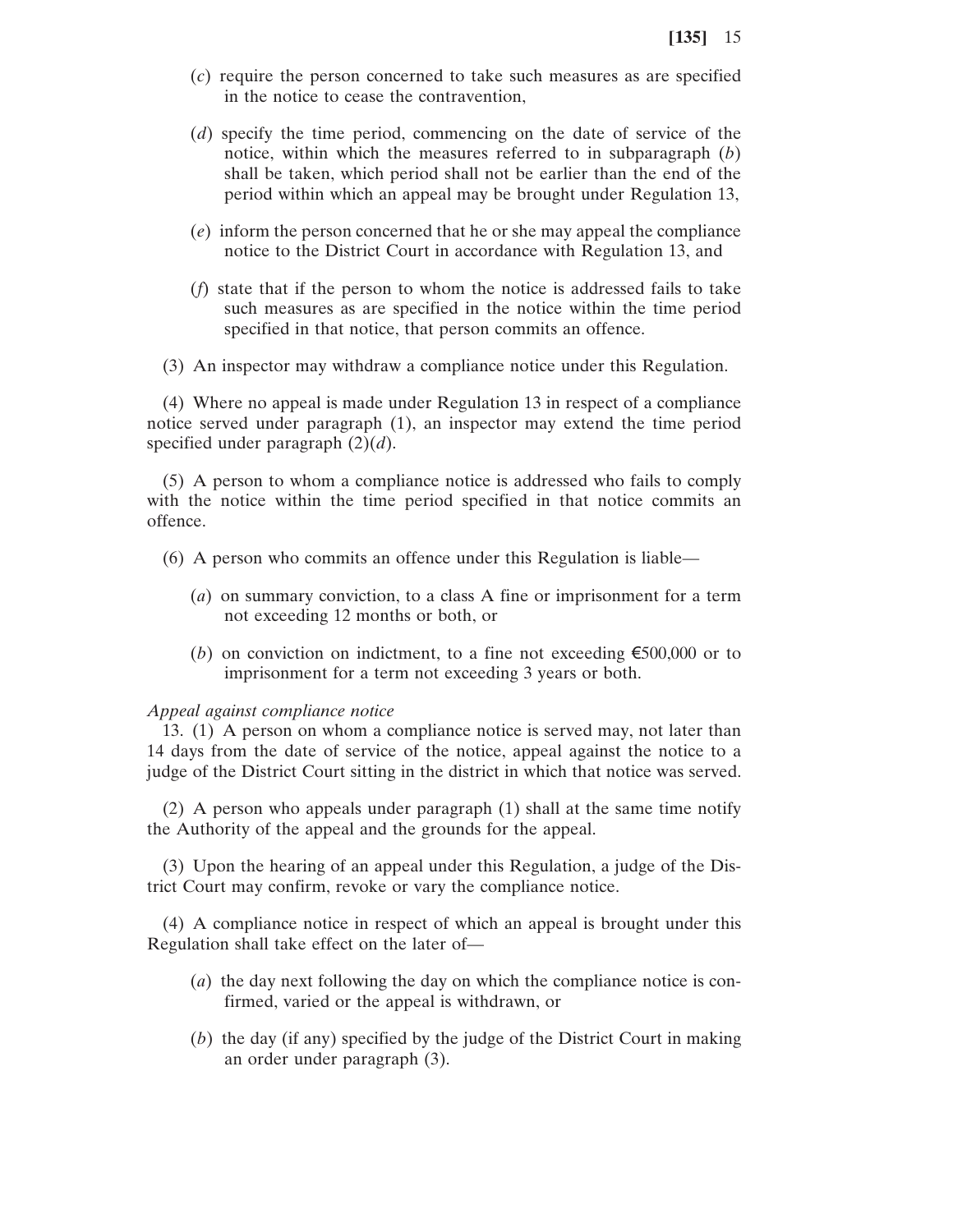(*c*) require the person concerned to take such measures as are specified in the notice to cease the contravention,

(*d*) specify the time period, commencing on the date of service of the notice, within which the measures referred to in subparagraph (*b*) shall be taken, which period shall not be earlier than the end of the period within which an appeal may be brought under Regulation 13,

(*e*) inform the person concerned that he or she may appeal the compliance notice to the District Court in accordance with Regulation 13, and

(*f*) state that if the person to whom the notice is addressed fails to take such measures as are specified in the notice within the time period specified in that notice, that person commits an offence.

(3) An inspector may withdraw a compliance notice under this Regulation.

(4) Where no appeal is made under Regulation 13 in respect of a compliance notice served under paragraph (1), an inspector may extend the time period specified under paragraph (2)(*d*).

(5) A person to whom a compliance notice is addressed who fails to comply with the notice within the time period specified in that notice commits an offence.

(6) A person who commits an offence under this Regulation is liable—

(*a*) on summary conviction, to a class A fine or imprisonment for a term not exceeding 12 months or both, or

(*b*) on conviction on indictment, to a fine not exceeding €500,000 or to imprisonment for a term not exceeding 3 years or both.

*Appeal against compliance notice*

13. (1) A person on whom a compliance notice is served may, not later than 14 days from the date of service of the notice, appeal against the notice to a judge of the District Court sitting in the district in which that notice was served.

(2) A person who appeals under paragraph (1) shall at the same time notify the Authority of the appeal and the grounds for the appeal.

(3) Upon the hearing of an appeal under this Regulation, a judge of the District Court may confirm, revoke or vary the compliance notice.

(4) A compliance notice in respect of which an appeal is brought under this Regulation shall take effect on the later of—

(*a*) the day next following the day on which the compliance notice is confirmed, varied or the appeal is withdrawn, or

(*b*) the day (if any) specified by the judge of the District Court in making an order under paragraph (3).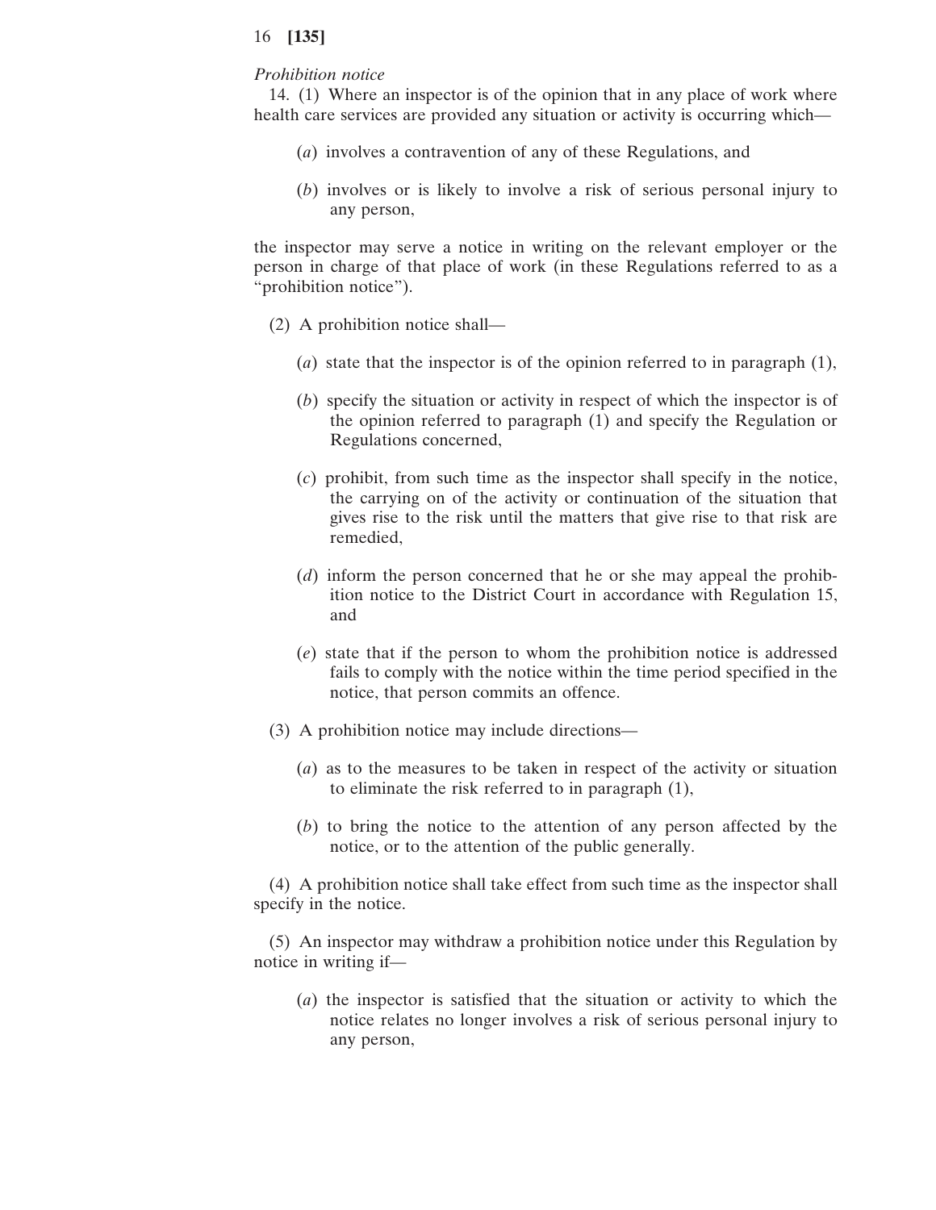*Prohibition notice*

14. (1) Where an inspector is of the opinion that in any place of work where health care services are provided any situation or activity is occurring which—

(*a*) involves a contravention of any of these Regulations, and

(*b*) involves or is likely to involve a risk of serious personal injury to any person,

the inspector may serve a notice in writing on the relevant employer or the person in charge of that place of work (in these Regulations referred to as a "prohibition notice").

(2) A prohibition notice shall—

(*a*) state that the inspector is of the opinion referred to in paragraph (1),

(*b*) specify the situation or activity in respect of which the inspector is of the opinion referred to paragraph (1) and specify the Regulation or Regulations concerned,

(*c*) prohibit, from such time as the inspector shall specify in the notice, the carrying on of the activity or continuation of the situation that gives rise to the risk until the matters that give rise to that risk are remedied,

(*d*) inform the person concerned that he or she may appeal the prohibition notice to the District Court in accordance with Regulation 15, and

(*e*) state that if the person to whom the prohibition notice is addressed fails to comply with the notice within the time period specified in the notice, that person commits an offence.

(3) A prohibition notice may include directions—

(*a*) as to the measures to be taken in respect of the activity or situation to eliminate the risk referred to in paragraph (1),

(*b*) to bring the notice to the attention of any person affected by the notice, or to the attention of the public generally.

(4) A prohibition notice shall take effect from such time as the inspector shall specify in the notice.

(5) An inspector may withdraw a prohibition notice under this Regulation by notice in writing if—

(*a*) the inspector is satisfied that the situation or activity to which the notice relates no longer involves a risk of serious personal injury to any person,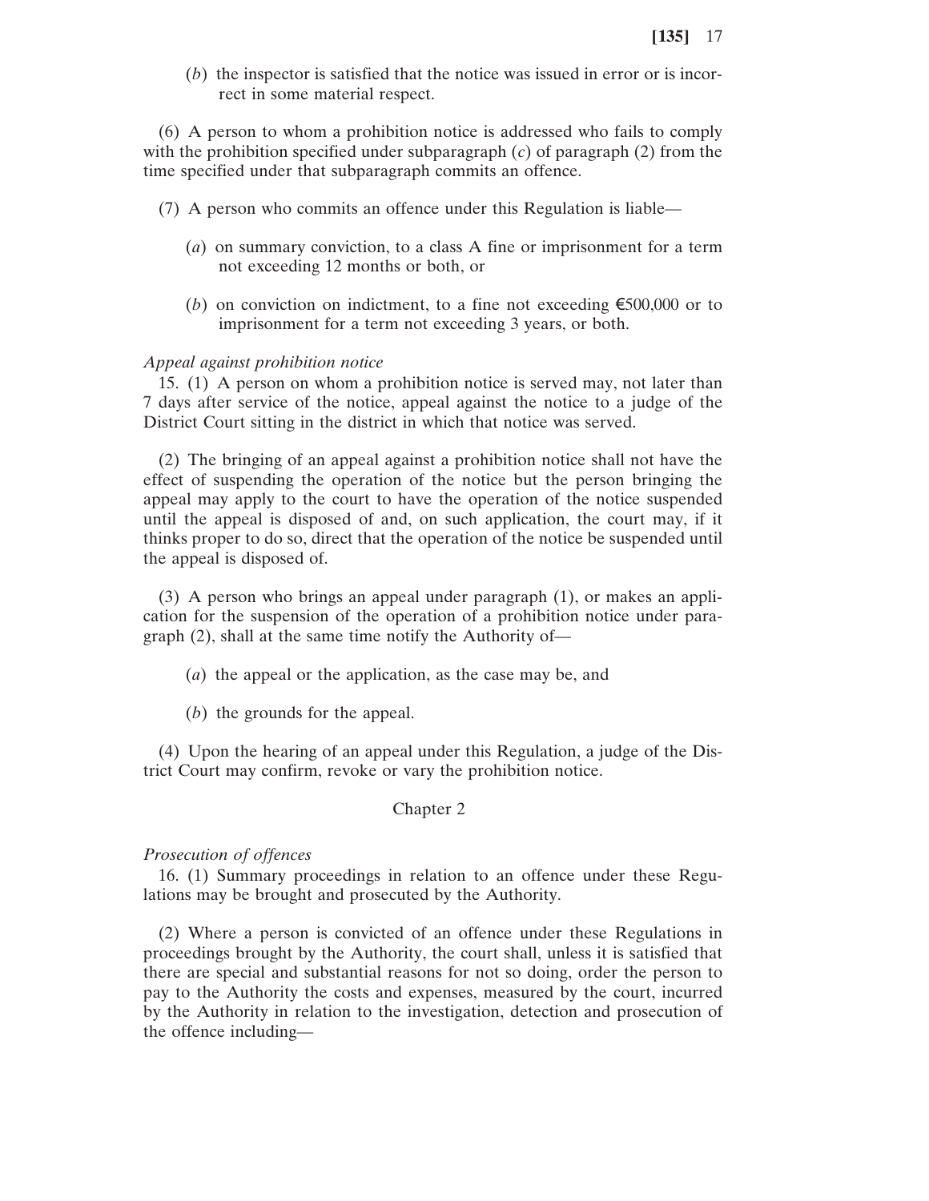(*b*) the inspector is satisfied that the notice was issued in error or is incorrect in some material respect.

(6) A person to whom a prohibition notice is addressed who fails to comply with the prohibition specified under subparagraph (*c*) of paragraph (2) from the time specified under that subparagraph commits an offence.

(7) A person who commits an offence under this Regulation is liable—

(*a*) on summary conviction, to a class A fine or imprisonment for a term not exceeding 12 months or both, or

(*b*) on conviction on indictment, to a fine not exceeding €500,000 or to imprisonment for a term not exceeding 3 years, or both.

*Appeal against prohibition notice*

15. (1) A person on whom a prohibition notice is served may, not later than 7 days after service of the notice, appeal against the notice to a judge of the District Court sitting in the district in which that notice was served.

(2) The bringing of an appeal against a prohibition notice shall not have the effect of suspending the operation of the notice but the person bringing the appeal may apply to the court to have the operation of the notice suspended until the appeal is disposed of and, on such application, the court may, if it thinks proper to do so, direct that the operation of the notice be suspended until the appeal is disposed of.

(3) A person who brings an appeal under paragraph (1), or makes an application for the suspension of the operation of a prohibition notice under paragraph (2), shall at the same time notify the Authority of—

(*a*) the appeal or the application, as the case may be, and

(*b*) the grounds for the appeal.

(4) Upon the hearing of an appeal under this Regulation, a judge of the District Court may confirm, revoke or vary the prohibition notice.

Chapter 2

*Prosecution of offences*

16. (1) Summary proceedings in relation to an offence under these Regulations may be brought and prosecuted by the Authority.

(2) Where a person is convicted of an offence under these Regulations in proceedings brought by the Authority, the court shall, unless it is satisfied that there are special and substantial reasons for not so doing, order the person to pay to the Authority the costs and expenses, measured by the court, incurred by the Authority in relation to the investigation, detection and prosecution of the offence including—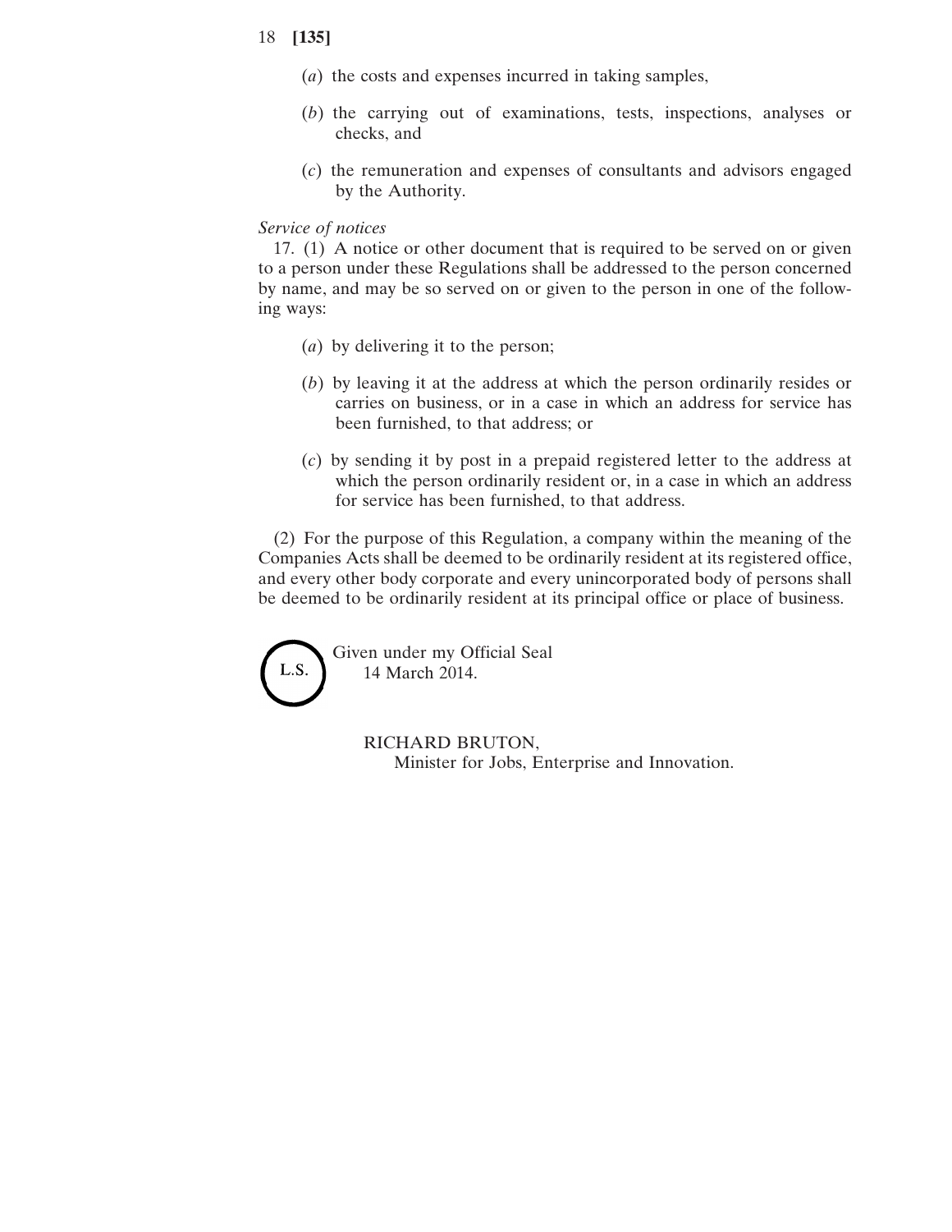(*a*) the costs and expenses incurred in taking samples,

(*b*) the carrying out of examinations, tests, inspections, analyses or checks, and

(*c*) the remuneration and expenses of consultants and advisors engaged by the Authority.

*Service of notices*

17. (1) A notice or other document that is required to be served on or given to a person under these Regulations shall be addressed to the person concerned by name, and may be so served on or given to the person in one of the following ways:

(*a*) by delivering it to the person;

(*b*) by leaving it at the address at which the person ordinarily resides or carries on business, or in a case in which an address for service has been furnished, to that address; or

(*c*) by sending it by post in a prepaid registered letter to the address at which the person ordinarily resident or, in a case in which an address for service has been furnished, to that address.

(2) For the purpose of this Regulation, a company within the meaning of the Companies Acts shall be deemed to be ordinarily resident at its registered office, and every other body corporate and every unincorporated body of persons shall be deemed to be ordinarily resident at its principal office or place of business.

L.S.

Given under my Official Seal
14 March 2014.

RICHARD BRUTON,
Minister for Jobs, Enterprise and Innovation.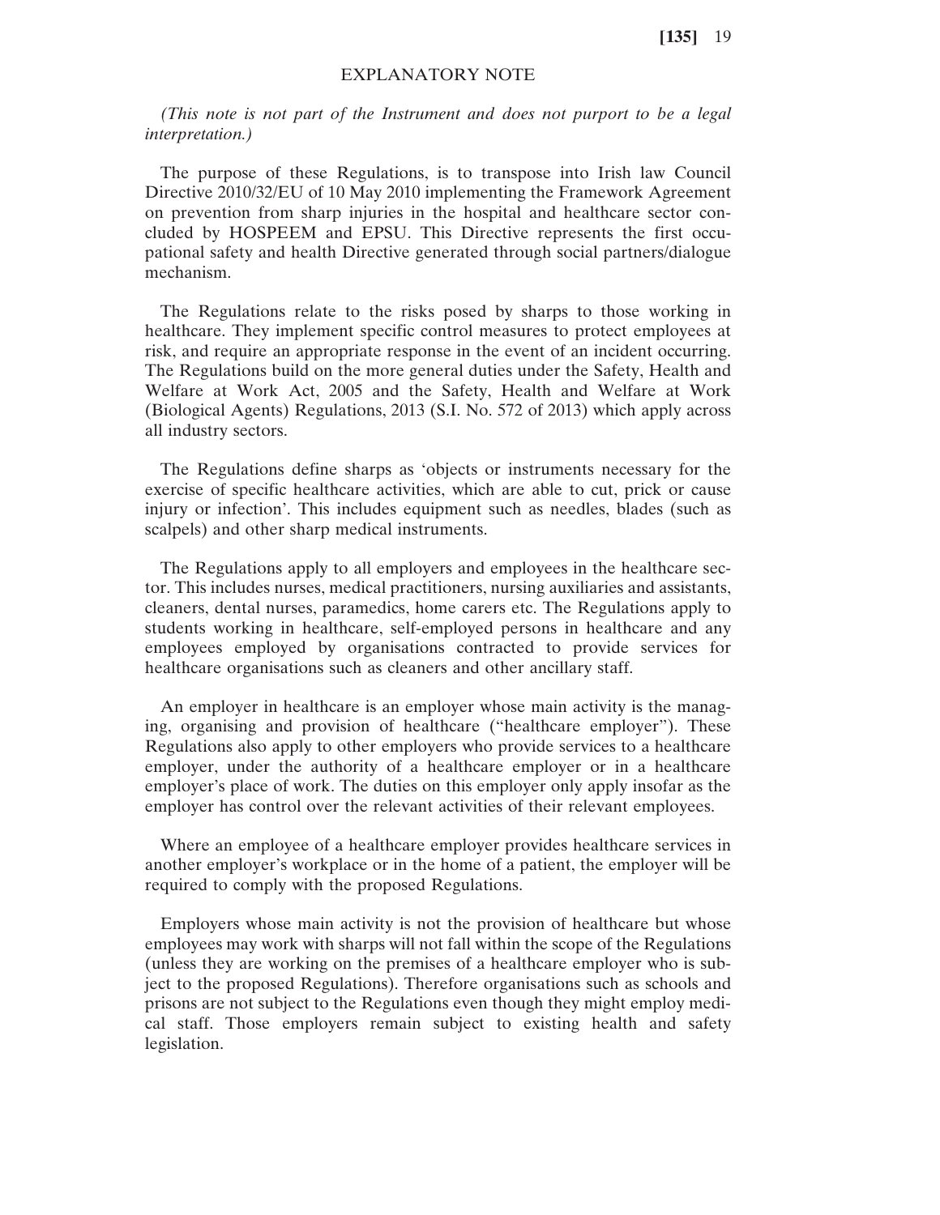## EXPLANATORY NOTE

*(This note is not part of the Instrument and does not purport to be a legal interpretation.)*

The purpose of these Regulations, is to transpose into Irish law Council Directive 2010/32/EU of 10 May 2010 implementing the Framework Agreement on prevention from sharp injuries in the hospital and healthcare sector concluded by HOSPEEM and EPSU. This Directive represents the first occupational safety and health Directive generated through social partners/dialogue mechanism.

The Regulations relate to the risks posed by sharps to those working in healthcare. They implement specific control measures to protect employees at risk, and require an appropriate response in the event of an incident occurring. The Regulations build on the more general duties under the Safety, Health and Welfare at Work Act, 2005 and the Safety, Health and Welfare at Work (Biological Agents) Regulations, 2013 (S.I. No. 572 of 2013) which apply across all industry sectors.

The Regulations define sharps as 'objects or instruments necessary for the exercise of specific healthcare activities, which are able to cut, prick or cause injury or infection'. This includes equipment such as needles, blades (such as scalpels) and other sharp medical instruments.

The Regulations apply to all employers and employees in the healthcare sector. This includes nurses, medical practitioners, nursing auxiliaries and assistants, cleaners, dental nurses, paramedics, home carers etc. The Regulations apply to students working in healthcare, self-employed persons in healthcare and any employees employed by organisations contracted to provide services for healthcare organisations such as cleaners and other ancillary staff.

An employer in healthcare is an employer whose main activity is the managing, organising and provision of healthcare ("healthcare employer"). These Regulations also apply to other employers who provide services to a healthcare employer, under the authority of a healthcare employer or in a healthcare employer's place of work. The duties on this employer only apply insofar as the employer has control over the relevant activities of their relevant employees.

Where an employee of a healthcare employer provides healthcare services in another employer's workplace or in the home of a patient, the employer will be required to comply with the proposed Regulations.

Employers whose main activity is not the provision of healthcare but whose employees may work with sharps will not fall within the scope of the Regulations (unless they are working on the premises of a healthcare employer who is subject to the proposed Regulations). Therefore organisations such as schools and prisons are not subject to the Regulations even though they might employ medical staff. Those employers remain subject to existing health and safety legislation.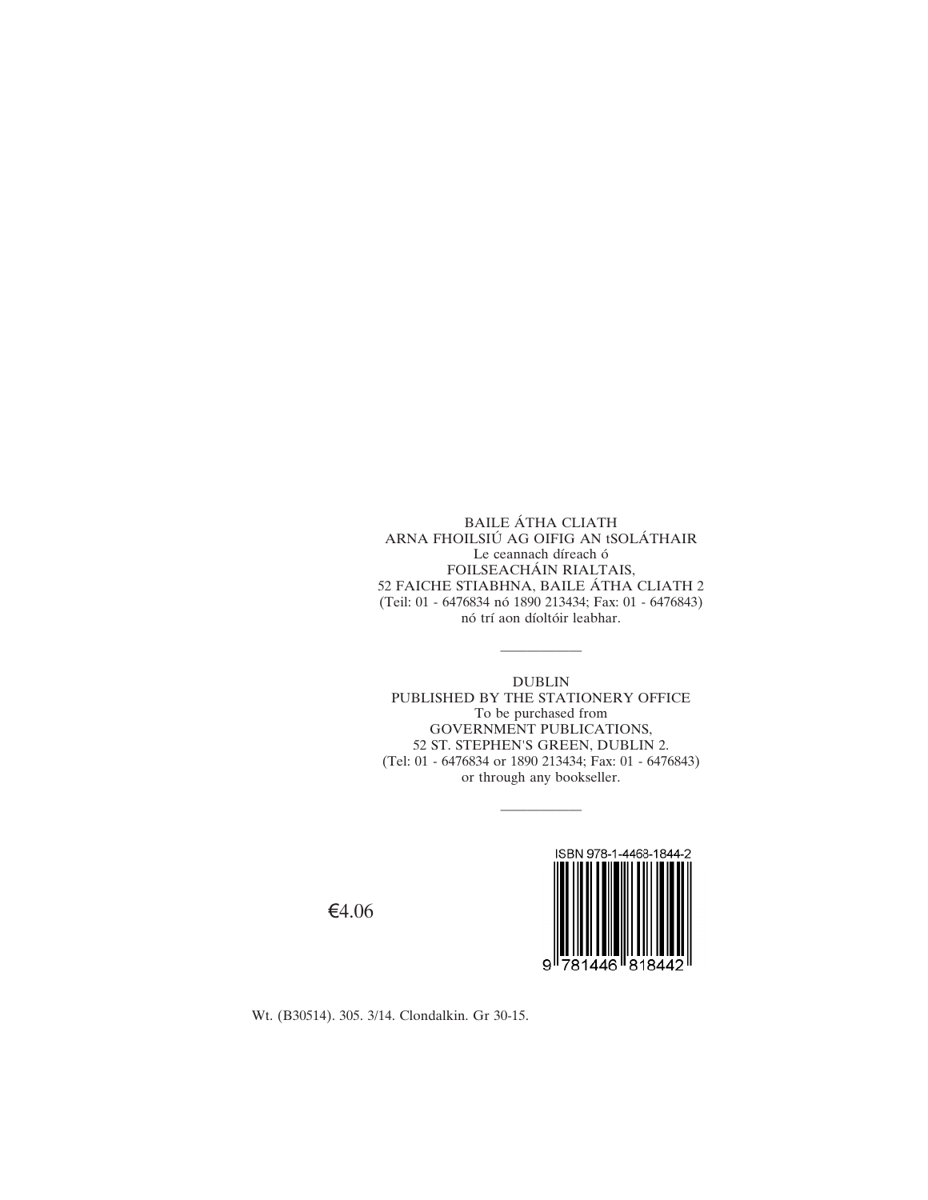BAILE ÁTHA CLIATH
ARNA FHOILSIÚ AG OIFIG AN tSOLÁTHAIR
Le ceannach díreach ó
FOILSEACHÁIN RIALTAIS,
52 FAICHE STIABHNA, BAILE ÁTHA CLIATH 2
(Teil: 01 - 6476834 nó 1890 213434; Fax: 01 - 6476843)
nó trí aon díoltóir leabhar.

---

DUBLIN
PUBLISHED BY THE STATIONERY OFFICE
To be purchased from
GOVERNMENT PUBLICATIONS,
52 ST. STEPHEN'S GREEN, DUBLIN 2.
(Tel: 01 - 6476834 or 1890 213434; Fax: 01 - 6476843)
or through any bookseller.

---

ISBN 978-1-4468-1844-2

9 781446 818442

€4.06

Wt. (B30514). 305. 3/14. Clondalkin. Gr 30-15.